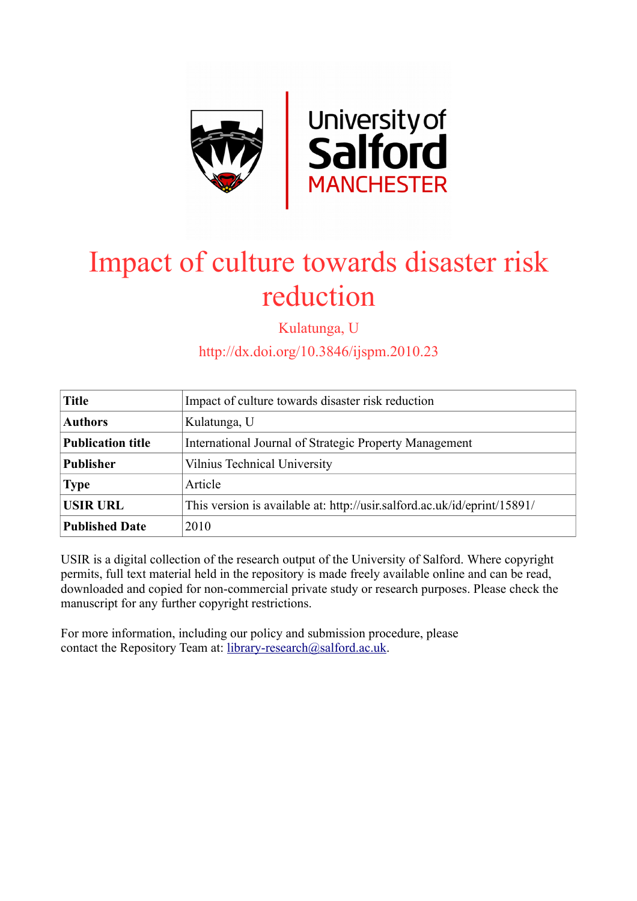# Impact of culture towards disaster risk reduction

Kulatunga, U

http://dx.doi.org/10.3846/ijspm.2010.23

| | |
|---|---|
| **Title** | Impact of culture towards disaster risk reduction |
| **Authors** | Kulatunga, U |
| **Publication title** | International Journal of Strategic Property Management |
| **Publisher** | Vilnius Technical University |
| **Type** | Article |
| **USIR URL** | This version is available at: http://usir.salford.ac.uk/id/eprint/15891/ |
| **Published Date** | 2010 |

USIR is a digital collection of the research output of the University of Salford. Where copyright permits, full text material held in the repository is made freely available online and can be read, downloaded and copied for non-commercial private study or research purposes. Please check the manuscript for any further copyright restrictions.

For more information, including our policy and submission procedure, please contact the Repository Team at: library-research@salford.ac.uk.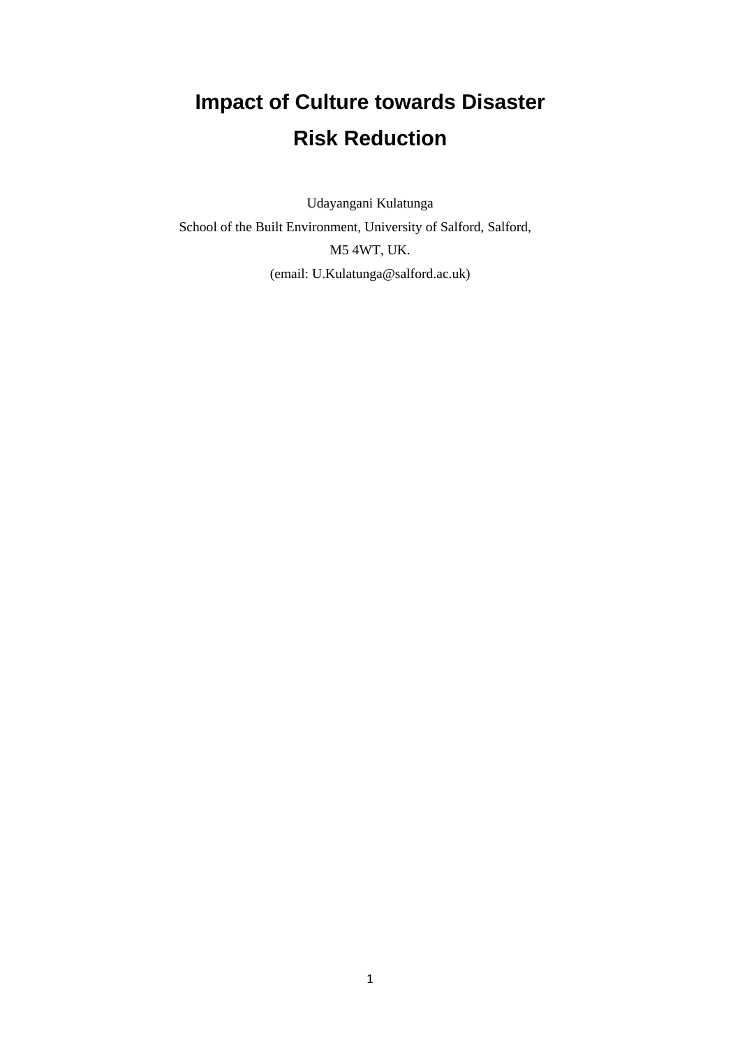# Impact of Culture towards Disaster Risk Reduction

Udayangani Kulatunga

School of the Built Environment, University of Salford, Salford, M5 4WT, UK.

(email: U.Kulatunga@salford.ac.uk)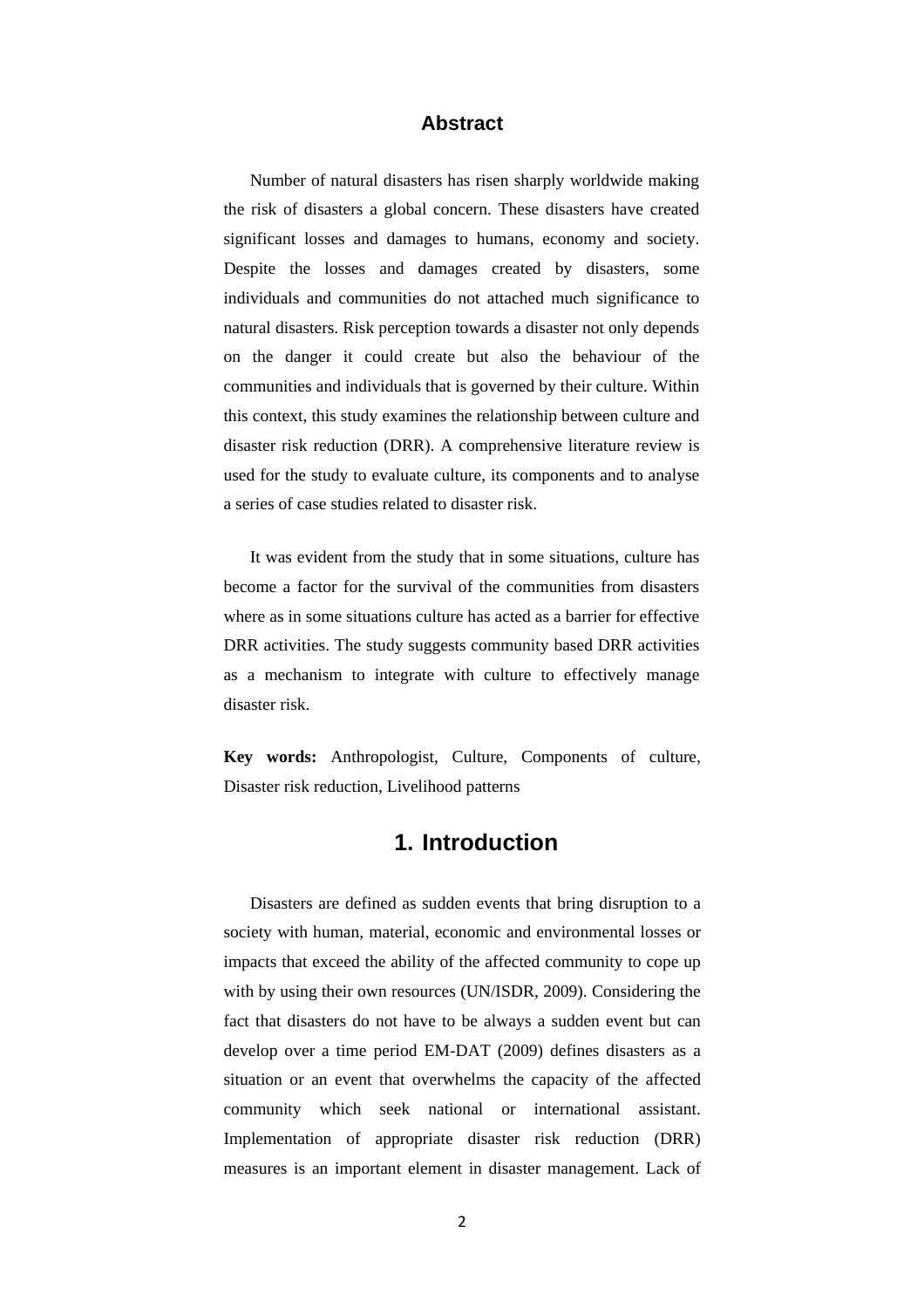## Abstract

Number of natural disasters has risen sharply worldwide making the risk of disasters a global concern. These disasters have created significant losses and damages to humans, economy and society. Despite the losses and damages created by disasters, some individuals and communities do not attached much significance to natural disasters. Risk perception towards a disaster not only depends on the danger it could create but also the behaviour of the communities and individuals that is governed by their culture. Within this context, this study examines the relationship between culture and disaster risk reduction (DRR). A comprehensive literature review is used for the study to evaluate culture, its components and to analyse a series of case studies related to disaster risk.

It was evident from the study that in some situations, culture has become a factor for the survival of the communities from disasters where as in some situations culture has acted as a barrier for effective DRR activities. The study suggests community based DRR activities as a mechanism to integrate with culture to effectively manage disaster risk.

**Key words:** Anthropologist, Culture, Components of culture, Disaster risk reduction, Livelihood patterns

# 1. Introduction

Disasters are defined as sudden events that bring disruption to a society with human, material, economic and environmental losses or impacts that exceed the ability of the affected community to cope up with by using their own resources (UN/ISDR, 2009). Considering the fact that disasters do not have to be always a sudden event but can develop over a time period EM-DAT (2009) defines disasters as a situation or an event that overwhelms the capacity of the affected community which seek national or international assistant. Implementation of appropriate disaster risk reduction (DRR) measures is an important element in disaster management. Lack of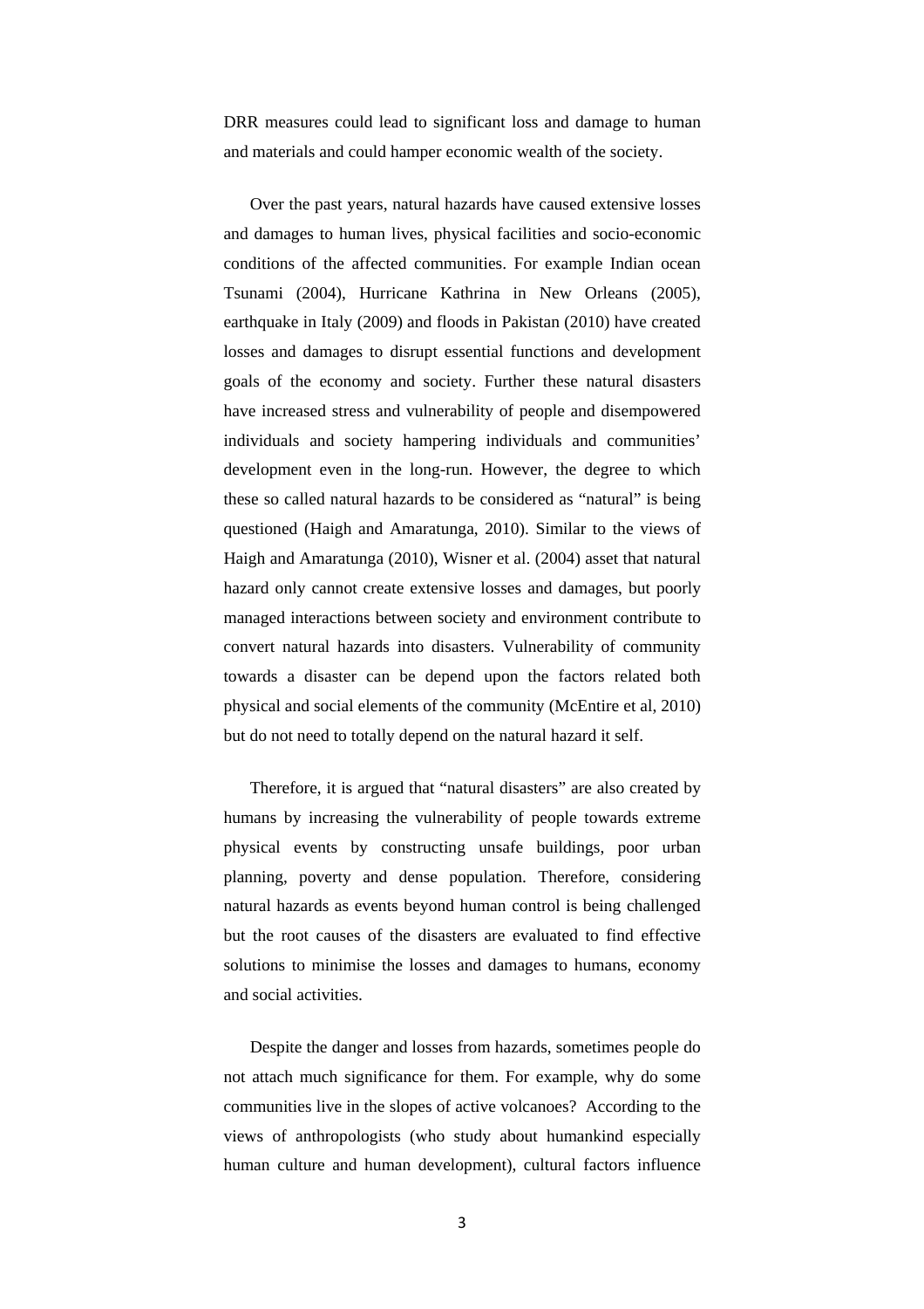DRR measures could lead to significant loss and damage to human and materials and could hamper economic wealth of the society.

Over the past years, natural hazards have caused extensive losses and damages to human lives, physical facilities and socio-economic conditions of the affected communities. For example Indian ocean Tsunami (2004), Hurricane Kathrina in New Orleans (2005), earthquake in Italy (2009) and floods in Pakistan (2010) have created losses and damages to disrupt essential functions and development goals of the economy and society. Further these natural disasters have increased stress and vulnerability of people and disempowered individuals and society hampering individuals and communities' development even in the long-run. However, the degree to which these so called natural hazards to be considered as "natural" is being questioned (Haigh and Amaratunga, 2010). Similar to the views of Haigh and Amaratunga (2010), Wisner et al. (2004) asset that natural hazard only cannot create extensive losses and damages, but poorly managed interactions between society and environment contribute to convert natural hazards into disasters. Vulnerability of community towards a disaster can be depend upon the factors related both physical and social elements of the community (McEntire et al, 2010) but do not need to totally depend on the natural hazard it self.

Therefore, it is argued that "natural disasters" are also created by humans by increasing the vulnerability of people towards extreme physical events by constructing unsafe buildings, poor urban planning, poverty and dense population. Therefore, considering natural hazards as events beyond human control is being challenged but the root causes of the disasters are evaluated to find effective solutions to minimise the losses and damages to humans, economy and social activities.

Despite the danger and losses from hazards, sometimes people do not attach much significance for them. For example, why do some communities live in the slopes of active volcanoes? According to the views of anthropologists (who study about humankind especially human culture and human development), cultural factors influence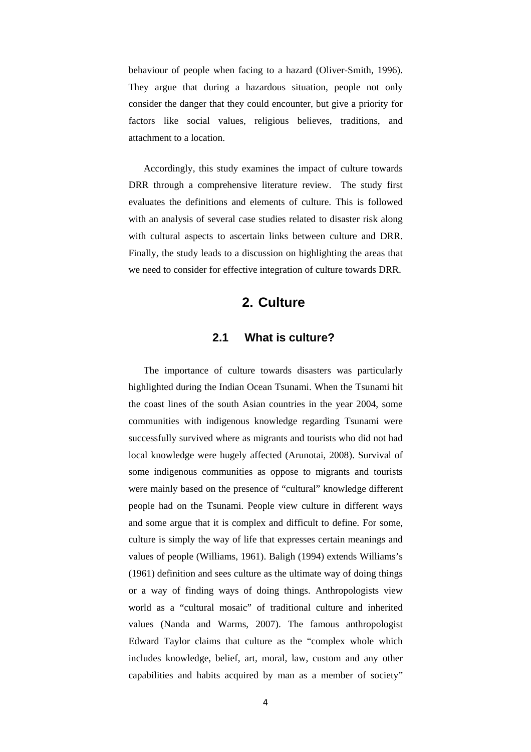behaviour of people when facing to a hazard (Oliver-Smith, 1996). They argue that during a hazardous situation, people not only consider the danger that they could encounter, but give a priority for factors like social values, religious believes, traditions, and attachment to a location.

Accordingly, this study examines the impact of culture towards DRR through a comprehensive literature review. The study first evaluates the definitions and elements of culture. This is followed with an analysis of several case studies related to disaster risk along with cultural aspects to ascertain links between culture and DRR. Finally, the study leads to a discussion on highlighting the areas that we need to consider for effective integration of culture towards DRR.

# 2. Culture

## 2.1 What is culture?

The importance of culture towards disasters was particularly highlighted during the Indian Ocean Tsunami. When the Tsunami hit the coast lines of the south Asian countries in the year 2004, some communities with indigenous knowledge regarding Tsunami were successfully survived where as migrants and tourists who did not had local knowledge were hugely affected (Arunotai, 2008). Survival of some indigenous communities as oppose to migrants and tourists were mainly based on the presence of "cultural" knowledge different people had on the Tsunami. People view culture in different ways and some argue that it is complex and difficult to define. For some, culture is simply the way of life that expresses certain meanings and values of people (Williams, 1961). Baligh (1994) extends Williams's (1961) definition and sees culture as the ultimate way of doing things or a way of finding ways of doing things. Anthropologists view world as a "cultural mosaic" of traditional culture and inherited values (Nanda and Warms, 2007). The famous anthropologist Edward Taylor claims that culture as the "complex whole which includes knowledge, belief, art, moral, law, custom and any other capabilities and habits acquired by man as a member of society"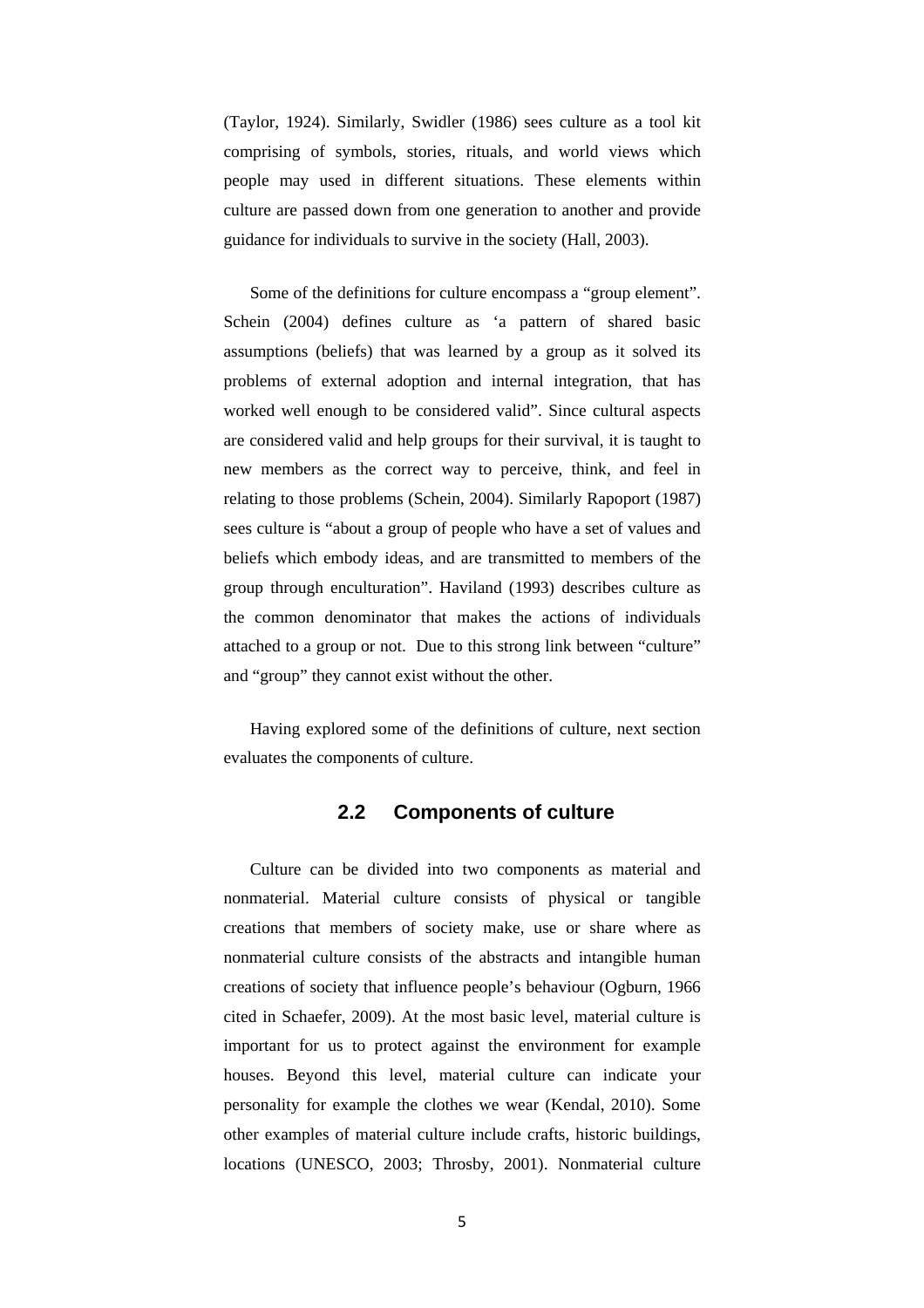(Taylor, 1924). Similarly, Swidler (1986) sees culture as a tool kit comprising of symbols, stories, rituals, and world views which people may used in different situations. These elements within culture are passed down from one generation to another and provide guidance for individuals to survive in the society (Hall, 2003).

Some of the definitions for culture encompass a "group element". Schein (2004) defines culture as 'a pattern of shared basic assumptions (beliefs) that was learned by a group as it solved its problems of external adoption and internal integration, that has worked well enough to be considered valid". Since cultural aspects are considered valid and help groups for their survival, it is taught to new members as the correct way to perceive, think, and feel in relating to those problems (Schein, 2004). Similarly Rapoport (1987) sees culture is "about a group of people who have a set of values and beliefs which embody ideas, and are transmitted to members of the group through enculturation". Haviland (1993) describes culture as the common denominator that makes the actions of individuals attached to a group or not. Due to this strong link between "culture" and "group" they cannot exist without the other.

Having explored some of the definitions of culture, next section evaluates the components of culture.

## 2.2 Components of culture

Culture can be divided into two components as material and nonmaterial. Material culture consists of physical or tangible creations that members of society make, use or share where as nonmaterial culture consists of the abstracts and intangible human creations of society that influence people's behaviour (Ogburn, 1966 cited in Schaefer, 2009). At the most basic level, material culture is important for us to protect against the environment for example houses. Beyond this level, material culture can indicate your personality for example the clothes we wear (Kendal, 2010). Some other examples of material culture include crafts, historic buildings, locations (UNESCO, 2003; Throsby, 2001). Nonmaterial culture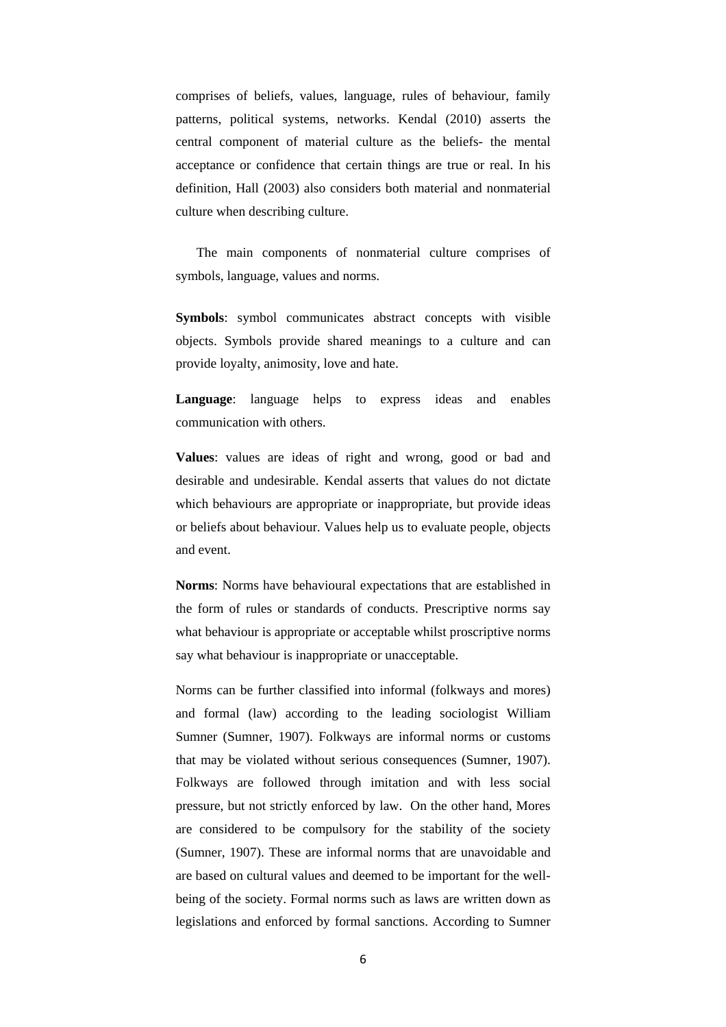comprises of beliefs, values, language, rules of behaviour, family patterns, political systems, networks. Kendal (2010) asserts the central component of material culture as the beliefs- the mental acceptance or confidence that certain things are true or real. In his definition, Hall (2003) also considers both material and nonmaterial culture when describing culture.

The main components of nonmaterial culture comprises of symbols, language, values and norms.

**Symbols**: symbol communicates abstract concepts with visible objects. Symbols provide shared meanings to a culture and can provide loyalty, animosity, love and hate.

**Language**: language helps to express ideas and enables communication with others.

**Values**: values are ideas of right and wrong, good or bad and desirable and undesirable. Kendal asserts that values do not dictate which behaviours are appropriate or inappropriate, but provide ideas or beliefs about behaviour. Values help us to evaluate people, objects and event.

**Norms**: Norms have behavioural expectations that are established in the form of rules or standards of conducts. Prescriptive norms say what behaviour is appropriate or acceptable whilst proscriptive norms say what behaviour is inappropriate or unacceptable.

Norms can be further classified into informal (folkways and mores) and formal (law) according to the leading sociologist William Sumner (Sumner, 1907). Folkways are informal norms or customs that may be violated without serious consequences (Sumner, 1907). Folkways are followed through imitation and with less social pressure, but not strictly enforced by law. On the other hand, Mores are considered to be compulsory for the stability of the society (Sumner, 1907). These are informal norms that are unavoidable and are based on cultural values and deemed to be important for the well-being of the society. Formal norms such as laws are written down as legislations and enforced by formal sanctions. According to Sumner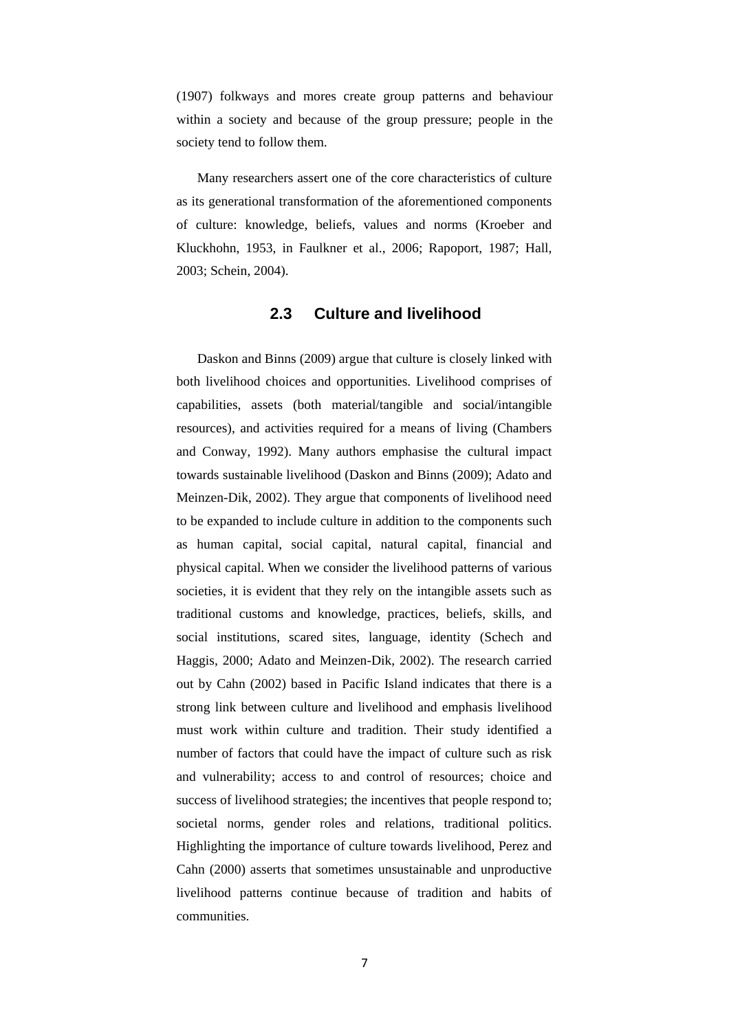(1907) folkways and mores create group patterns and behaviour within a society and because of the group pressure; people in the society tend to follow them.

Many researchers assert one of the core characteristics of culture as its generational transformation of the aforementioned components of culture: knowledge, beliefs, values and norms (Kroeber and Kluckhohn, 1953, in Faulkner et al., 2006; Rapoport, 1987; Hall, 2003; Schein, 2004).

## 2.3 Culture and livelihood

Daskon and Binns (2009) argue that culture is closely linked with both livelihood choices and opportunities. Livelihood comprises of capabilities, assets (both material/tangible and social/intangible resources), and activities required for a means of living (Chambers and Conway, 1992). Many authors emphasise the cultural impact towards sustainable livelihood (Daskon and Binns (2009); Adato and Meinzen-Dik, 2002). They argue that components of livelihood need to be expanded to include culture in addition to the components such as human capital, social capital, natural capital, financial and physical capital. When we consider the livelihood patterns of various societies, it is evident that they rely on the intangible assets such as traditional customs and knowledge, practices, beliefs, skills, and social institutions, scared sites, language, identity (Schech and Haggis, 2000; Adato and Meinzen-Dik, 2002). The research carried out by Cahn (2002) based in Pacific Island indicates that there is a strong link between culture and livelihood and emphasis livelihood must work within culture and tradition. Their study identified a number of factors that could have the impact of culture such as risk and vulnerability; access to and control of resources; choice and success of livelihood strategies; the incentives that people respond to; societal norms, gender roles and relations, traditional politics. Highlighting the importance of culture towards livelihood, Perez and Cahn (2000) asserts that sometimes unsustainable and unproductive livelihood patterns continue because of tradition and habits of communities.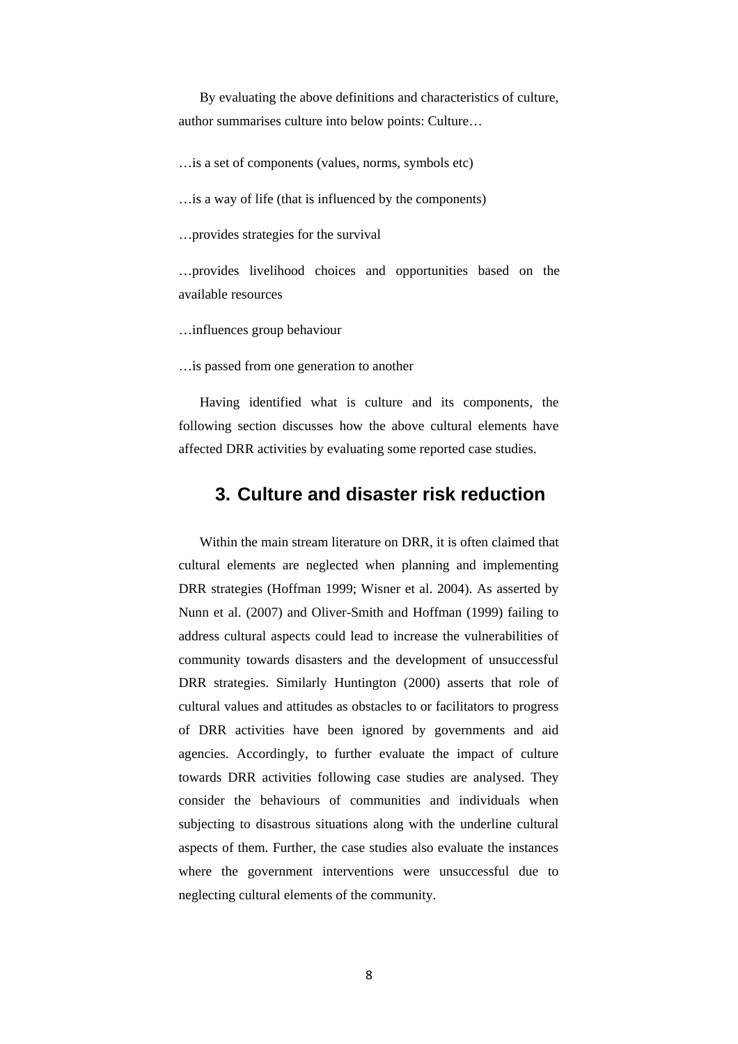By evaluating the above definitions and characteristics of culture, author summarises culture into below points: Culture…

…is a set of components (values, norms, symbols etc)

…is a way of life (that is influenced by the components)

…provides strategies for the survival

…provides livelihood choices and opportunities based on the available resources

…influences group behaviour

…is passed from one generation to another

Having identified what is culture and its components, the following section discusses how the above cultural elements have affected DRR activities by evaluating some reported case studies.

# 3. Culture and disaster risk reduction

Within the main stream literature on DRR, it is often claimed that cultural elements are neglected when planning and implementing DRR strategies (Hoffman 1999; Wisner et al. 2004). As asserted by Nunn et al. (2007) and Oliver-Smith and Hoffman (1999) failing to address cultural aspects could lead to increase the vulnerabilities of community towards disasters and the development of unsuccessful DRR strategies. Similarly Huntington (2000) asserts that role of cultural values and attitudes as obstacles to or facilitators to progress of DRR activities have been ignored by governments and aid agencies. Accordingly, to further evaluate the impact of culture towards DRR activities following case studies are analysed. They consider the behaviours of communities and individuals when subjecting to disastrous situations along with the underline cultural aspects of them. Further, the case studies also evaluate the instances where the government interventions were unsuccessful due to neglecting cultural elements of the community.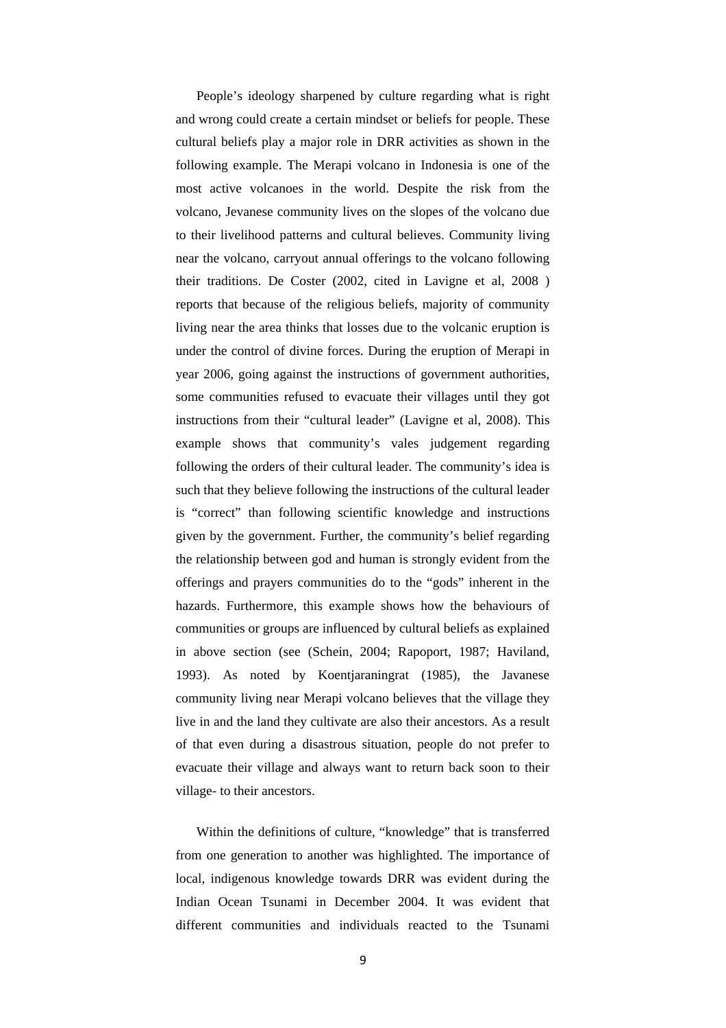People's ideology sharpened by culture regarding what is right and wrong could create a certain mindset or beliefs for people. These cultural beliefs play a major role in DRR activities as shown in the following example. The Merapi volcano in Indonesia is one of the most active volcanoes in the world. Despite the risk from the volcano, Jevanese community lives on the slopes of the volcano due to their livelihood patterns and cultural believes. Community living near the volcano, carryout annual offerings to the volcano following their traditions. De Coster (2002, cited in Lavigne et al, 2008 ) reports that because of the religious beliefs, majority of community living near the area thinks that losses due to the volcanic eruption is under the control of divine forces. During the eruption of Merapi in year 2006, going against the instructions of government authorities, some communities refused to evacuate their villages until they got instructions from their "cultural leader" (Lavigne et al, 2008). This example shows that community's vales judgement regarding following the orders of their cultural leader. The community's idea is such that they believe following the instructions of the cultural leader is "correct" than following scientific knowledge and instructions given by the government. Further, the community's belief regarding the relationship between god and human is strongly evident from the offerings and prayers communities do to the "gods" inherent in the hazards. Furthermore, this example shows how the behaviours of communities or groups are influenced by cultural beliefs as explained in above section (see (Schein, 2004; Rapoport, 1987; Haviland, 1993). As noted by Koentjaraningrat (1985), the Javanese community living near Merapi volcano believes that the village they live in and the land they cultivate are also their ancestors. As a result of that even during a disastrous situation, people do not prefer to evacuate their village and always want to return back soon to their village- to their ancestors.

Within the definitions of culture, "knowledge" that is transferred from one generation to another was highlighted. The importance of local, indigenous knowledge towards DRR was evident during the Indian Ocean Tsunami in December 2004. It was evident that different communities and individuals reacted to the Tsunami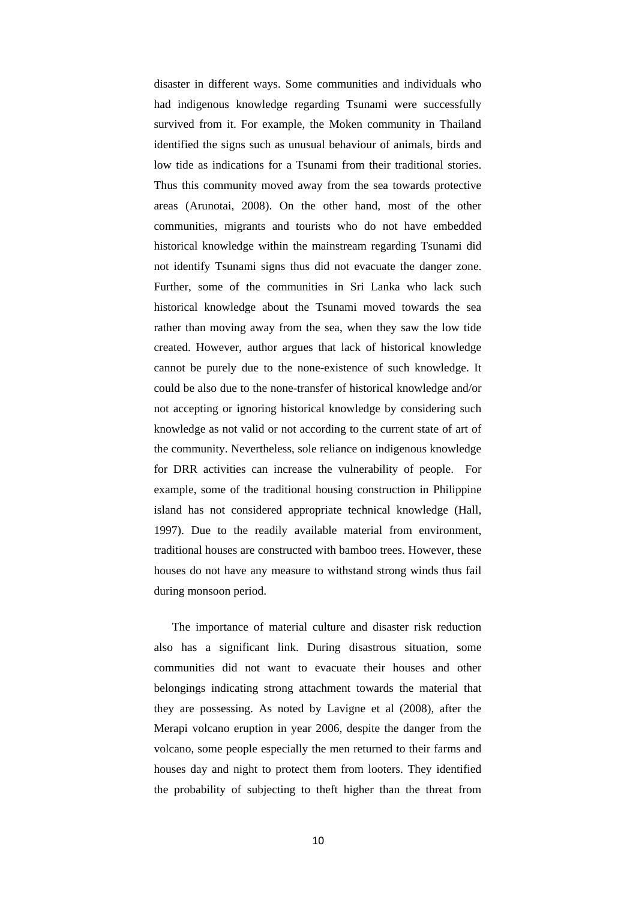disaster in different ways. Some communities and individuals who had indigenous knowledge regarding Tsunami were successfully survived from it. For example, the Moken community in Thailand identified the signs such as unusual behaviour of animals, birds and low tide as indications for a Tsunami from their traditional stories. Thus this community moved away from the sea towards protective areas (Arunotai, 2008). On the other hand, most of the other communities, migrants and tourists who do not have embedded historical knowledge within the mainstream regarding Tsunami did not identify Tsunami signs thus did not evacuate the danger zone. Further, some of the communities in Sri Lanka who lack such historical knowledge about the Tsunami moved towards the sea rather than moving away from the sea, when they saw the low tide created. However, author argues that lack of historical knowledge cannot be purely due to the none-existence of such knowledge. It could be also due to the none-transfer of historical knowledge and/or not accepting or ignoring historical knowledge by considering such knowledge as not valid or not according to the current state of art of the community. Nevertheless, sole reliance on indigenous knowledge for DRR activities can increase the vulnerability of people. For example, some of the traditional housing construction in Philippine island has not considered appropriate technical knowledge (Hall, 1997). Due to the readily available material from environment, traditional houses are constructed with bamboo trees. However, these houses do not have any measure to withstand strong winds thus fail during monsoon period.

The importance of material culture and disaster risk reduction also has a significant link. During disastrous situation, some communities did not want to evacuate their houses and other belongings indicating strong attachment towards the material that they are possessing. As noted by Lavigne et al (2008), after the Merapi volcano eruption in year 2006, despite the danger from the volcano, some people especially the men returned to their farms and houses day and night to protect them from looters. They identified the probability of subjecting to theft higher than the threat from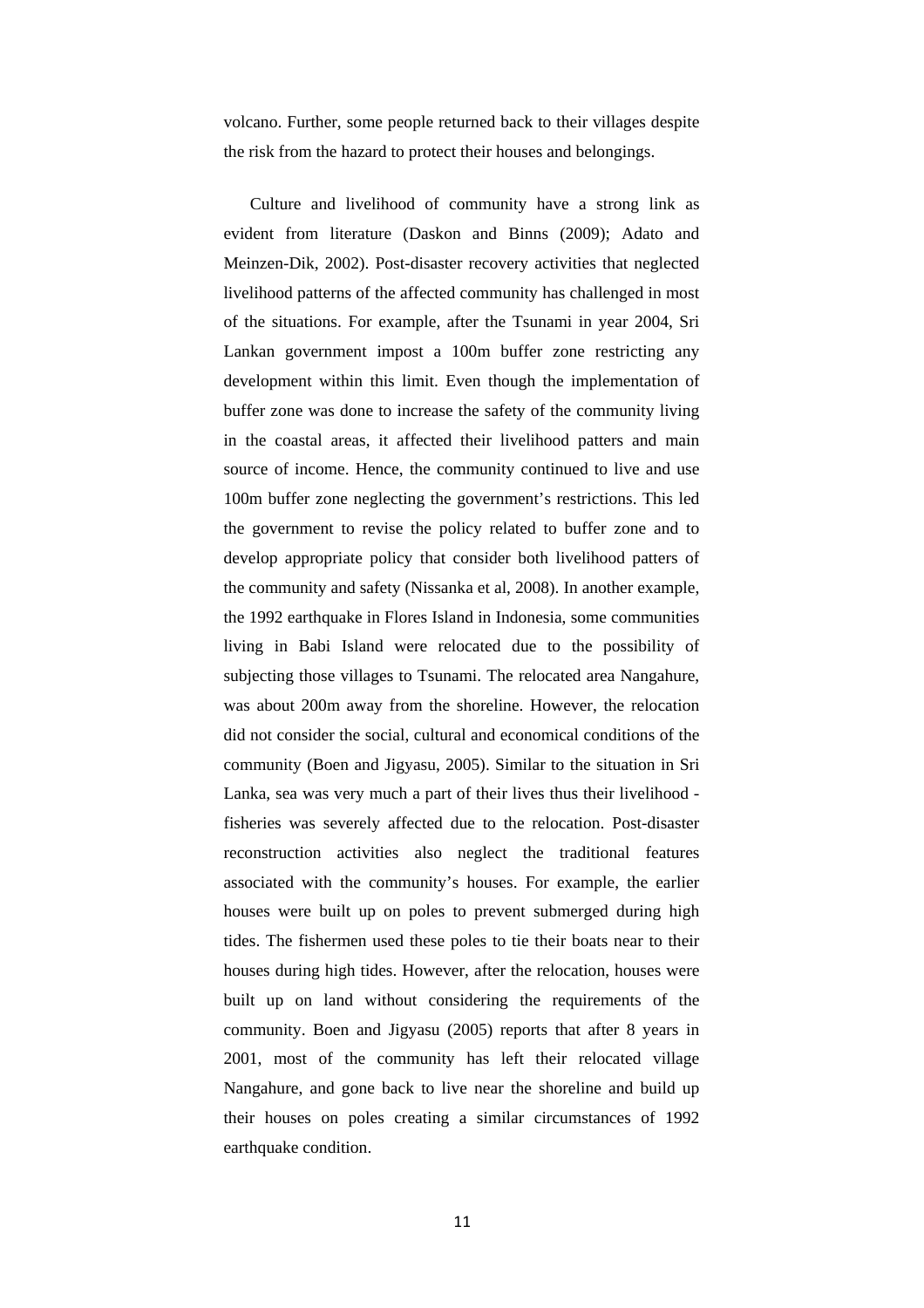volcano. Further, some people returned back to their villages despite the risk from the hazard to protect their houses and belongings.

Culture and livelihood of community have a strong link as evident from literature (Daskon and Binns (2009); Adato and Meinzen-Dik, 2002). Post-disaster recovery activities that neglected livelihood patterns of the affected community has challenged in most of the situations. For example, after the Tsunami in year 2004, Sri Lankan government impost a 100m buffer zone restricting any development within this limit. Even though the implementation of buffer zone was done to increase the safety of the community living in the coastal areas, it affected their livelihood patters and main source of income. Hence, the community continued to live and use 100m buffer zone neglecting the government's restrictions. This led the government to revise the policy related to buffer zone and to develop appropriate policy that consider both livelihood patters of the community and safety (Nissanka et al, 2008). In another example, the 1992 earthquake in Flores Island in Indonesia, some communities living in Babi Island were relocated due to the possibility of subjecting those villages to Tsunami. The relocated area Nangahure, was about 200m away from the shoreline. However, the relocation did not consider the social, cultural and economical conditions of the community (Boen and Jigyasu, 2005). Similar to the situation in Sri Lanka, sea was very much a part of their lives thus their livelihood - fisheries was severely affected due to the relocation. Post-disaster reconstruction activities also neglect the traditional features associated with the community's houses. For example, the earlier houses were built up on poles to prevent submerged during high tides. The fishermen used these poles to tie their boats near to their houses during high tides. However, after the relocation, houses were built up on land without considering the requirements of the community. Boen and Jigyasu (2005) reports that after 8 years in 2001, most of the community has left their relocated village Nangahure, and gone back to live near the shoreline and build up their houses on poles creating a similar circumstances of 1992 earthquake condition.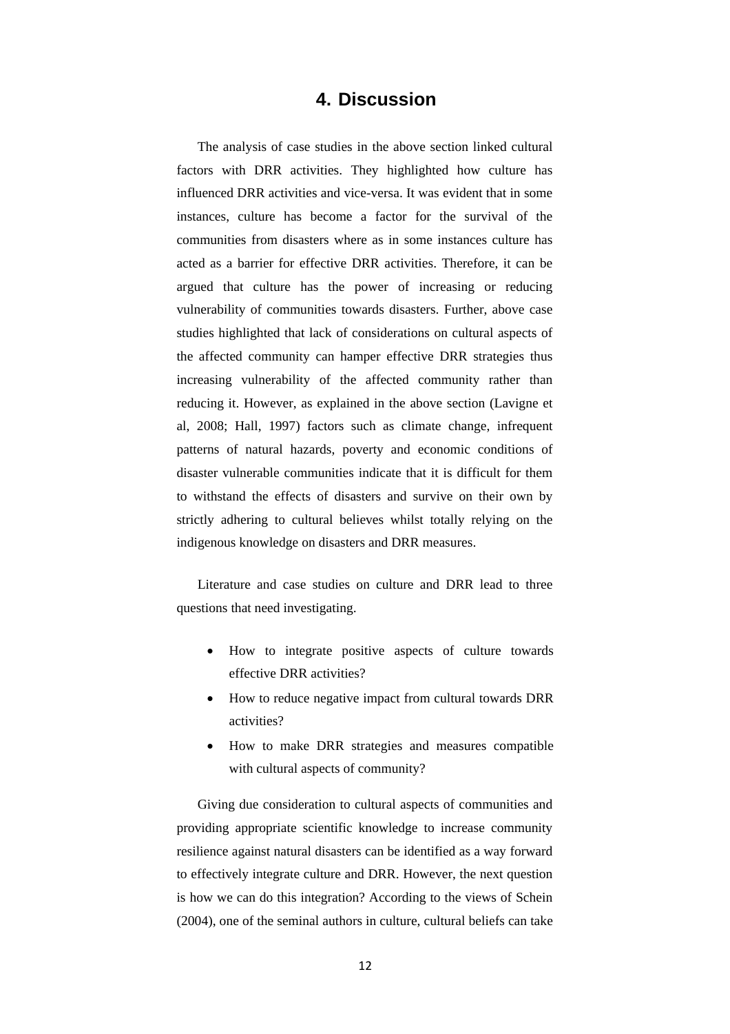# 4. Discussion

The analysis of case studies in the above section linked cultural factors with DRR activities. They highlighted how culture has influenced DRR activities and vice-versa. It was evident that in some instances, culture has become a factor for the survival of the communities from disasters where as in some instances culture has acted as a barrier for effective DRR activities. Therefore, it can be argued that culture has the power of increasing or reducing vulnerability of communities towards disasters. Further, above case studies highlighted that lack of considerations on cultural aspects of the affected community can hamper effective DRR strategies thus increasing vulnerability of the affected community rather than reducing it. However, as explained in the above section (Lavigne et al, 2008; Hall, 1997) factors such as climate change, infrequent patterns of natural hazards, poverty and economic conditions of disaster vulnerable communities indicate that it is difficult for them to withstand the effects of disasters and survive on their own by strictly adhering to cultural believes whilst totally relying on the indigenous knowledge on disasters and DRR measures.

Literature and case studies on culture and DRR lead to three questions that need investigating.

- How to integrate positive aspects of culture towards effective DRR activities?
- How to reduce negative impact from cultural towards DRR activities?
- How to make DRR strategies and measures compatible with cultural aspects of community?

Giving due consideration to cultural aspects of communities and providing appropriate scientific knowledge to increase community resilience against natural disasters can be identified as a way forward to effectively integrate culture and DRR. However, the next question is how we can do this integration? According to the views of Schein (2004), one of the seminal authors in culture, cultural beliefs can take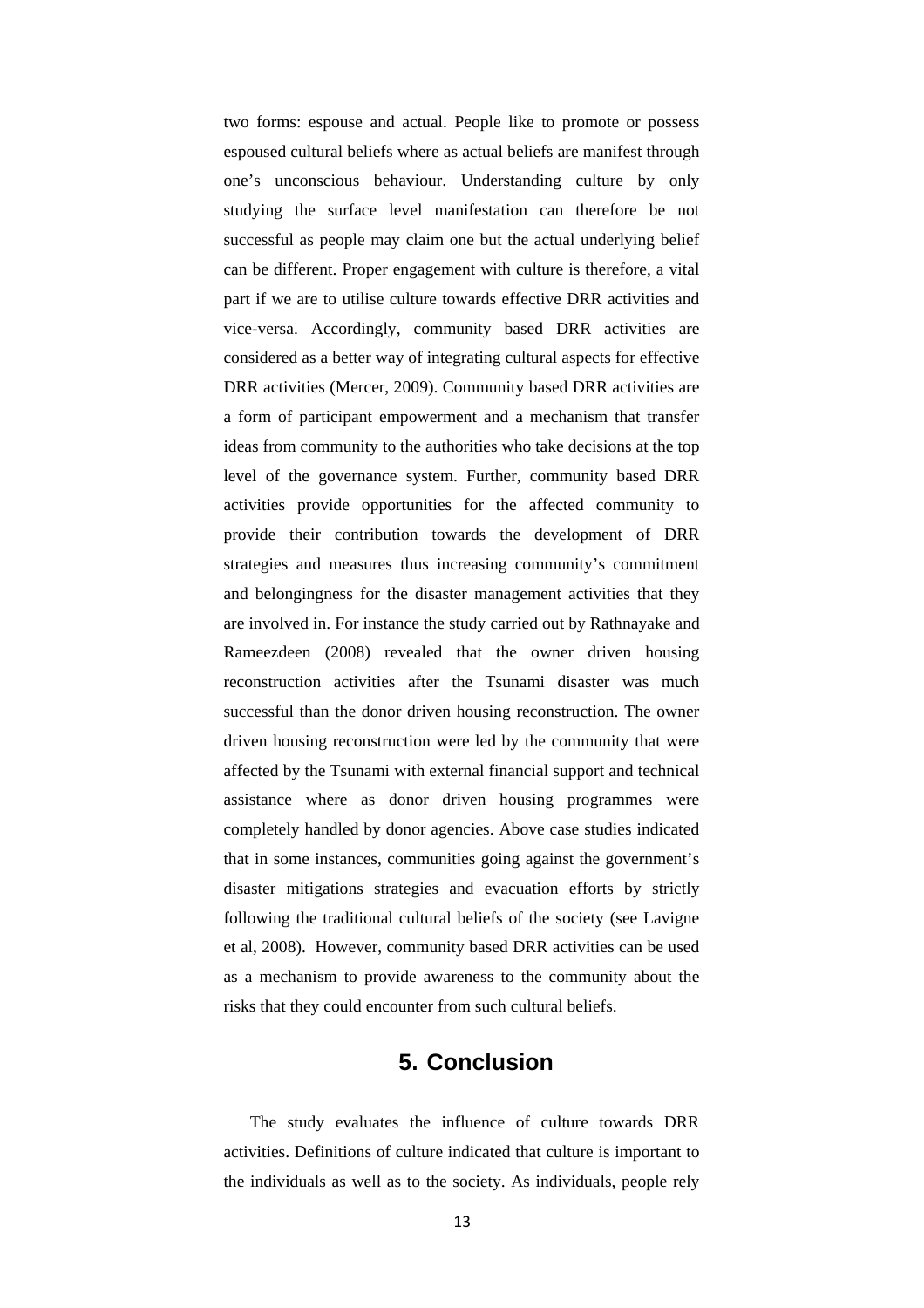two forms: espouse and actual. People like to promote or possess espoused cultural beliefs where as actual beliefs are manifest through one's unconscious behaviour. Understanding culture by only studying the surface level manifestation can therefore be not successful as people may claim one but the actual underlying belief can be different. Proper engagement with culture is therefore, a vital part if we are to utilise culture towards effective DRR activities and vice-versa. Accordingly, community based DRR activities are considered as a better way of integrating cultural aspects for effective DRR activities (Mercer, 2009). Community based DRR activities are a form of participant empowerment and a mechanism that transfer ideas from community to the authorities who take decisions at the top level of the governance system. Further, community based DRR activities provide opportunities for the affected community to provide their contribution towards the development of DRR strategies and measures thus increasing community's commitment and belongingness for the disaster management activities that they are involved in. For instance the study carried out by Rathnayake and Rameezdeen (2008) revealed that the owner driven housing reconstruction activities after the Tsunami disaster was much successful than the donor driven housing reconstruction. The owner driven housing reconstruction were led by the community that were affected by the Tsunami with external financial support and technical assistance where as donor driven housing programmes were completely handled by donor agencies. Above case studies indicated that in some instances, communities going against the government's disaster mitigations strategies and evacuation efforts by strictly following the traditional cultural beliefs of the society (see Lavigne et al, 2008). However, community based DRR activities can be used as a mechanism to provide awareness to the community about the risks that they could encounter from such cultural beliefs.

## 5. Conclusion

The study evaluates the influence of culture towards DRR activities. Definitions of culture indicated that culture is important to the individuals as well as to the society. As individuals, people rely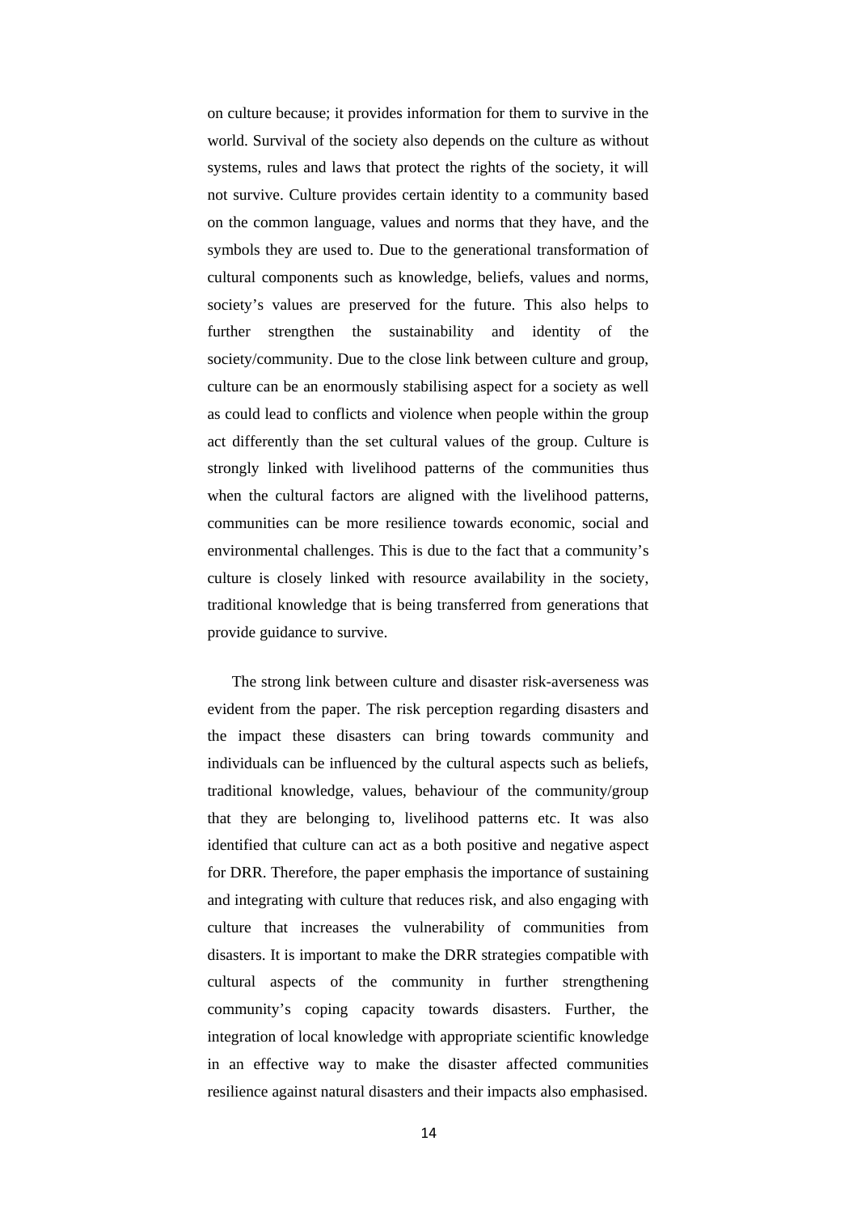on culture because; it provides information for them to survive in the world. Survival of the society also depends on the culture as without systems, rules and laws that protect the rights of the society, it will not survive. Culture provides certain identity to a community based on the common language, values and norms that they have, and the symbols they are used to. Due to the generational transformation of cultural components such as knowledge, beliefs, values and norms, society's values are preserved for the future. This also helps to further strengthen the sustainability and identity of the society/community. Due to the close link between culture and group, culture can be an enormously stabilising aspect for a society as well as could lead to conflicts and violence when people within the group act differently than the set cultural values of the group. Culture is strongly linked with livelihood patterns of the communities thus when the cultural factors are aligned with the livelihood patterns, communities can be more resilience towards economic, social and environmental challenges. This is due to the fact that a community's culture is closely linked with resource availability in the society, traditional knowledge that is being transferred from generations that provide guidance to survive.

The strong link between culture and disaster risk-averseness was evident from the paper. The risk perception regarding disasters and the impact these disasters can bring towards community and individuals can be influenced by the cultural aspects such as beliefs, traditional knowledge, values, behaviour of the community/group that they are belonging to, livelihood patterns etc. It was also identified that culture can act as a both positive and negative aspect for DRR. Therefore, the paper emphasis the importance of sustaining and integrating with culture that reduces risk, and also engaging with culture that increases the vulnerability of communities from disasters. It is important to make the DRR strategies compatible with cultural aspects of the community in further strengthening community's coping capacity towards disasters. Further, the integration of local knowledge with appropriate scientific knowledge in an effective way to make the disaster affected communities resilience against natural disasters and their impacts also emphasised.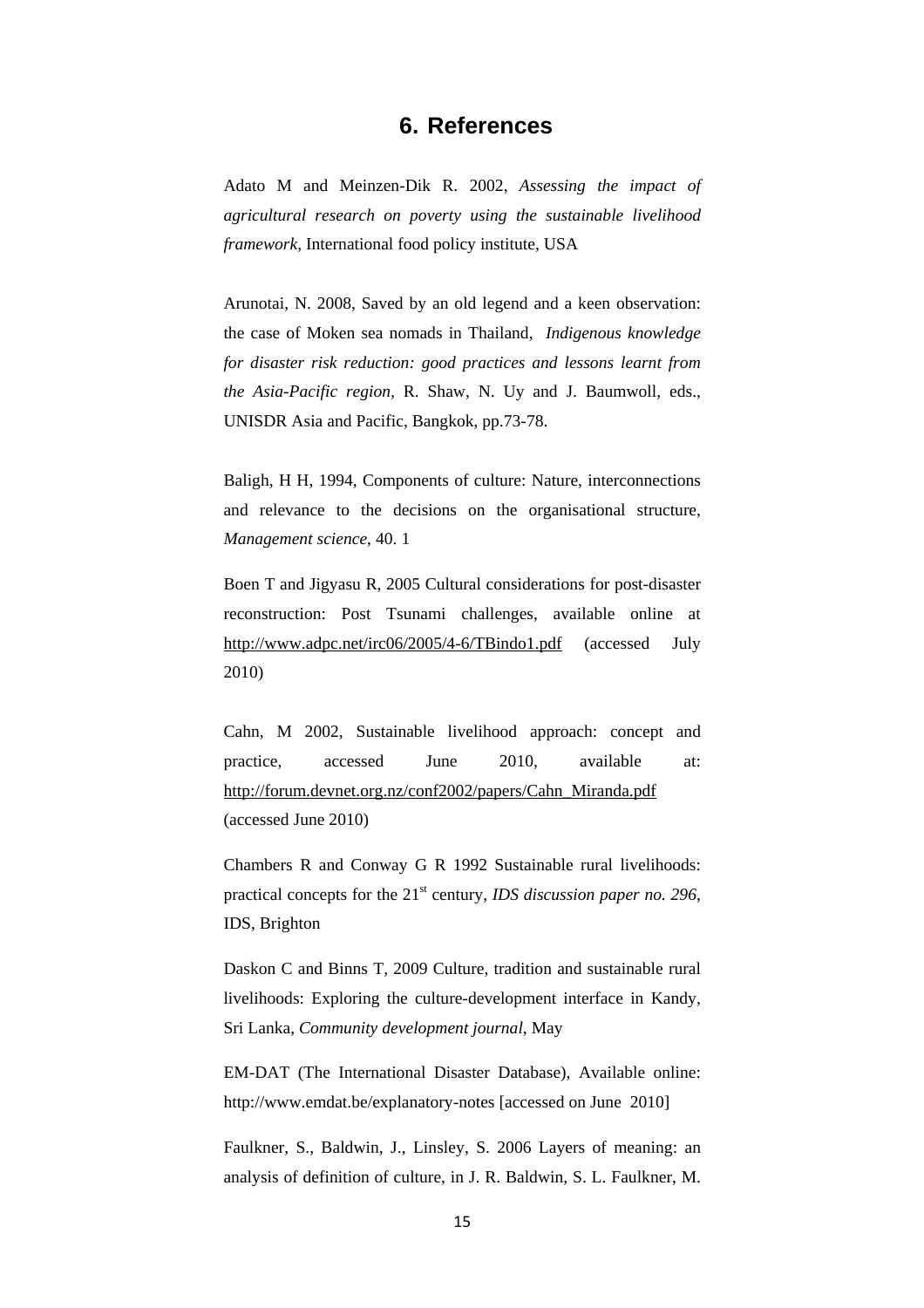# 6. References

Adato M and Meinzen-Dik R. 2002, *Assessing the impact of agricultural research on poverty using the sustainable livelihood framework*, International food policy institute, USA

Arunotai, N. 2008, Saved by an old legend and a keen observation: the case of Moken sea nomads in Thailand, *Indigenous knowledge for disaster risk reduction: good practices and lessons learnt from the Asia-Pacific region*, R. Shaw, N. Uy and J. Baumwoll, eds., UNISDR Asia and Pacific, Bangkok, pp.73-78.

Baligh, H H, 1994, Components of culture: Nature, interconnections and relevance to the decisions on the organisational structure, *Management science*, 40. 1

Boen T and Jigyasu R, 2005 Cultural considerations for post-disaster reconstruction: Post Tsunami challenges, available online at http://www.adpc.net/irc06/2005/4-6/TBindo1.pdf (accessed July 2010)

Cahn, M 2002, Sustainable livelihood approach: concept and practice, accessed June 2010, available at: http://forum.devnet.org.nz/conf2002/papers/Cahn_Miranda.pdf (accessed June 2010)

Chambers R and Conway G R 1992 Sustainable rural livelihoods: practical concepts for the 21st century, *IDS discussion paper no. 296*, IDS, Brighton

Daskon C and Binns T, 2009 Culture, tradition and sustainable rural livelihoods: Exploring the culture-development interface in Kandy, Sri Lanka, *Community development journal*, May

EM-DAT (The International Disaster Database), Available online: http://www.emdat.be/explanatory-notes [accessed on June 2010]

Faulkner, S., Baldwin, J., Linsley, S. 2006 Layers of meaning: an analysis of definition of culture, in J. R. Baldwin, S. L. Faulkner, M.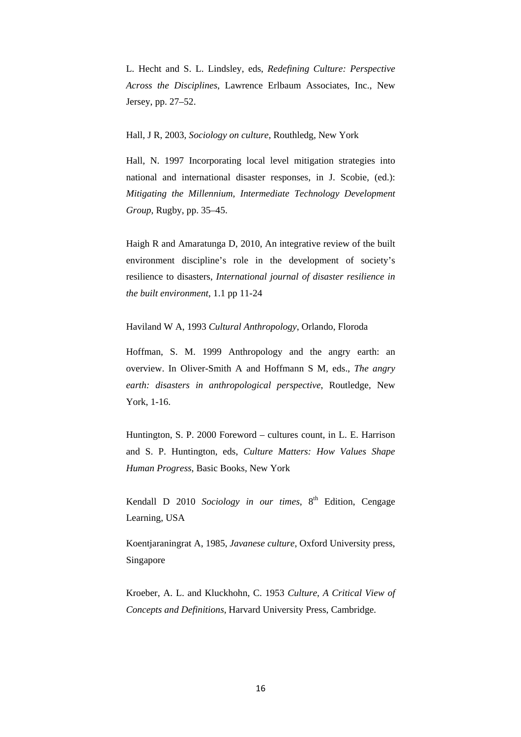L. Hecht and S. L. Lindsley, eds, *Redefining Culture: Perspective Across the Disciplines*, Lawrence Erlbaum Associates, Inc., New Jersey, pp. 27–52.

Hall, J R, 2003, *Sociology on culture*, Routhledg, New York

Hall, N. 1997 Incorporating local level mitigation strategies into national and international disaster responses, in J. Scobie, (ed.): *Mitigating the Millennium, Intermediate Technology Development Group*, Rugby, pp. 35–45.

Haigh R and Amaratunga D, 2010, An integrative review of the built environment discipline's role in the development of society's resilience to disasters, *International journal of disaster resilience in the built environment*, 1.1 pp 11-24

Haviland W A, 1993 *Cultural Anthropology*, Orlando, Floroda

Hoffman, S. M. 1999 Anthropology and the angry earth: an overview. In Oliver-Smith A and Hoffmann S M, eds., *The angry earth: disasters in anthropological perspective*, Routledge, New York, 1-16.

Huntington, S. P. 2000 Foreword – cultures count, in L. E. Harrison and S. P. Huntington, eds, *Culture Matters: How Values Shape Human Progress*, Basic Books, New York

Kendall D 2010 *Sociology in our times*, 8th Edition, Cengage Learning, USA

Koentjaraningrat A, 1985, *Javanese culture*, Oxford University press, Singapore

Kroeber, A. L. and Kluckhohn, C. 1953 *Culture, A Critical View of Concepts and Definitions*, Harvard University Press, Cambridge.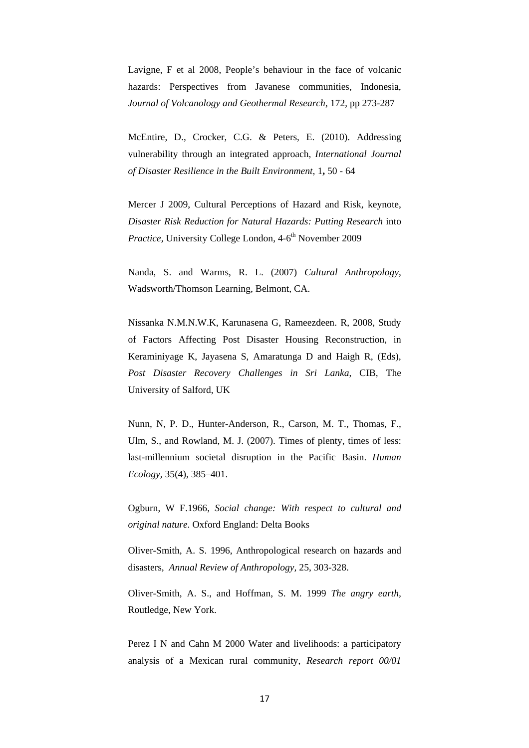Lavigne, F et al 2008, People's behaviour in the face of volcanic hazards: Perspectives from Javanese communities, Indonesia, *Journal of Volcanology and Geothermal Research*, 172, pp 273-287

McEntire, D., Crocker, C.G. & Peters, E. (2010). Addressing vulnerability through an integrated approach, *International Journal of Disaster Resilience in the Built Environment*, 1**,** 50 - 64

Mercer J 2009, Cultural Perceptions of Hazard and Risk, keynote, *Disaster Risk Reduction for Natural Hazards: Putting Research* into *Practice*, University College London, 4-6th November 2009

Nanda, S. and Warms, R. L. (2007) *Cultural Anthropology*, Wadsworth/Thomson Learning, Belmont, CA.

Nissanka N.M.N.W.K, Karunasena G, Rameezdeen. R, 2008, Study of Factors Affecting Post Disaster Housing Reconstruction, in Keraminiyage K, Jayasena S, Amaratunga D and Haigh R, (Eds), *Post Disaster Recovery Challenges in Sri Lanka*, CIB, The University of Salford, UK

Nunn, N, P. D., Hunter-Anderson, R., Carson, M. T., Thomas, F., Ulm, S., and Rowland, M. J. (2007). Times of plenty, times of less: last-millennium societal disruption in the Pacific Basin. *Human Ecology*, 35(4), 385–401.

Ogburn, W F.1966, *Social change: With respect to cultural and original nature*. Oxford England: Delta Books

Oliver-Smith, A. S. 1996, Anthropological research on hazards and disasters, *Annual Review of Anthropology,* 25, 303-328.

Oliver-Smith, A. S., and Hoffman, S. M. 1999 *The angry earth*, Routledge, New York.

Perez I N and Cahn M 2000 Water and livelihoods: a participatory analysis of a Mexican rural community, *Research report 00/01*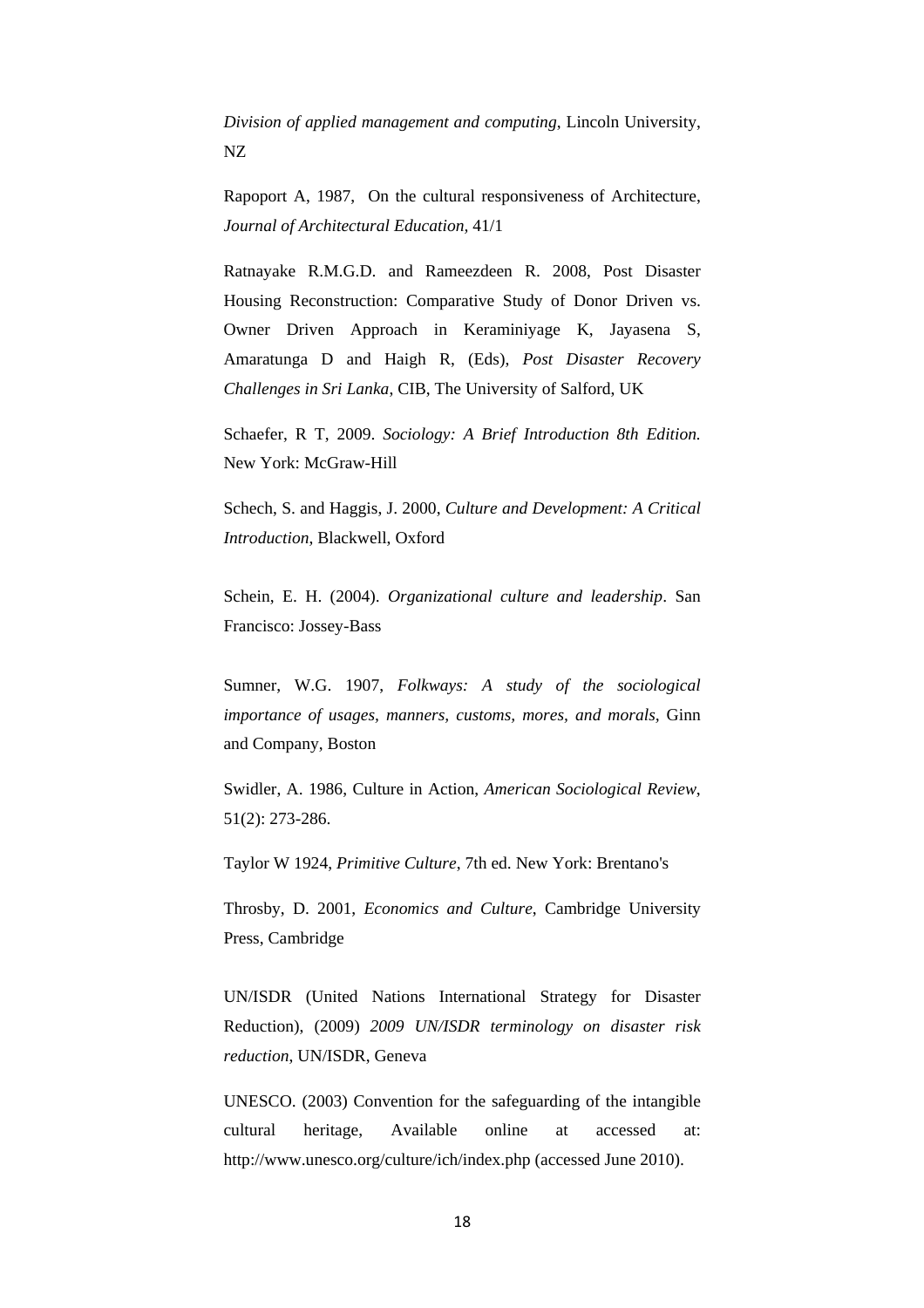*Division of applied management and computing*, Lincoln University, NZ

Rapoport A, 1987, On the cultural responsiveness of Architecture, *Journal of Architectural Education,* 41/1

Ratnayake R.M.G.D. and Rameezdeen R. 2008, Post Disaster Housing Reconstruction: Comparative Study of Donor Driven vs. Owner Driven Approach in Keraminiyage K, Jayasena S, Amaratunga D and Haigh R, (Eds), *Post Disaster Recovery Challenges in Sri Lanka*, CIB, The University of Salford, UK

Schaefer, R T, 2009. *Sociology: A Brief Introduction 8th Edition.* New York: McGraw-Hill

Schech, S. and Haggis, J. 2000, *Culture and Development: A Critical Introduction*, Blackwell, Oxford

Schein, E. H. (2004). *Organizational culture and leadership*. San Francisco: Jossey-Bass

Sumner, W.G. 1907, *Folkways: A study of the sociological importance of usages, manners, customs, mores, and morals*, Ginn and Company, Boston

Swidler, A. 1986, Culture in Action, *American Sociological Review*, 51(2): 273-286.

Taylor W 1924, *Primitive Culture*, 7th ed. New York: Brentano's

Throsby, D. 2001, *Economics and Culture,* Cambridge University Press, Cambridge

UN/ISDR (United Nations International Strategy for Disaster Reduction), (2009) *2009 UN/ISDR terminology on disaster risk reduction*, UN/ISDR, Geneva

UNESCO. (2003) Convention for the safeguarding of the intangible cultural heritage, Available online at accessed at: http://www.unesco.org/culture/ich/index.php (accessed June 2010).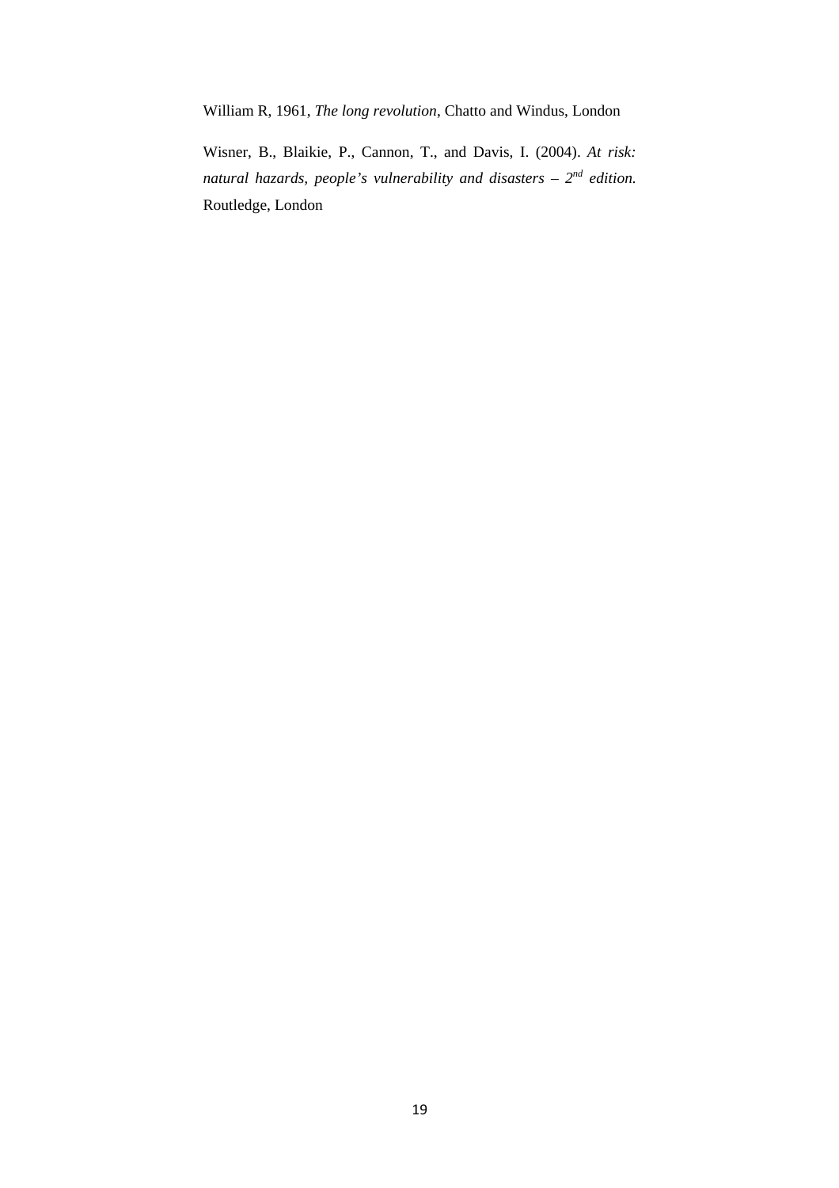William R, 1961, *The long revolution*, Chatto and Windus, London

Wisner, B., Blaikie, P., Cannon, T., and Davis, I. (2004). *At risk: natural hazards, people's vulnerability and disasters – 2nd edition.* Routledge, London